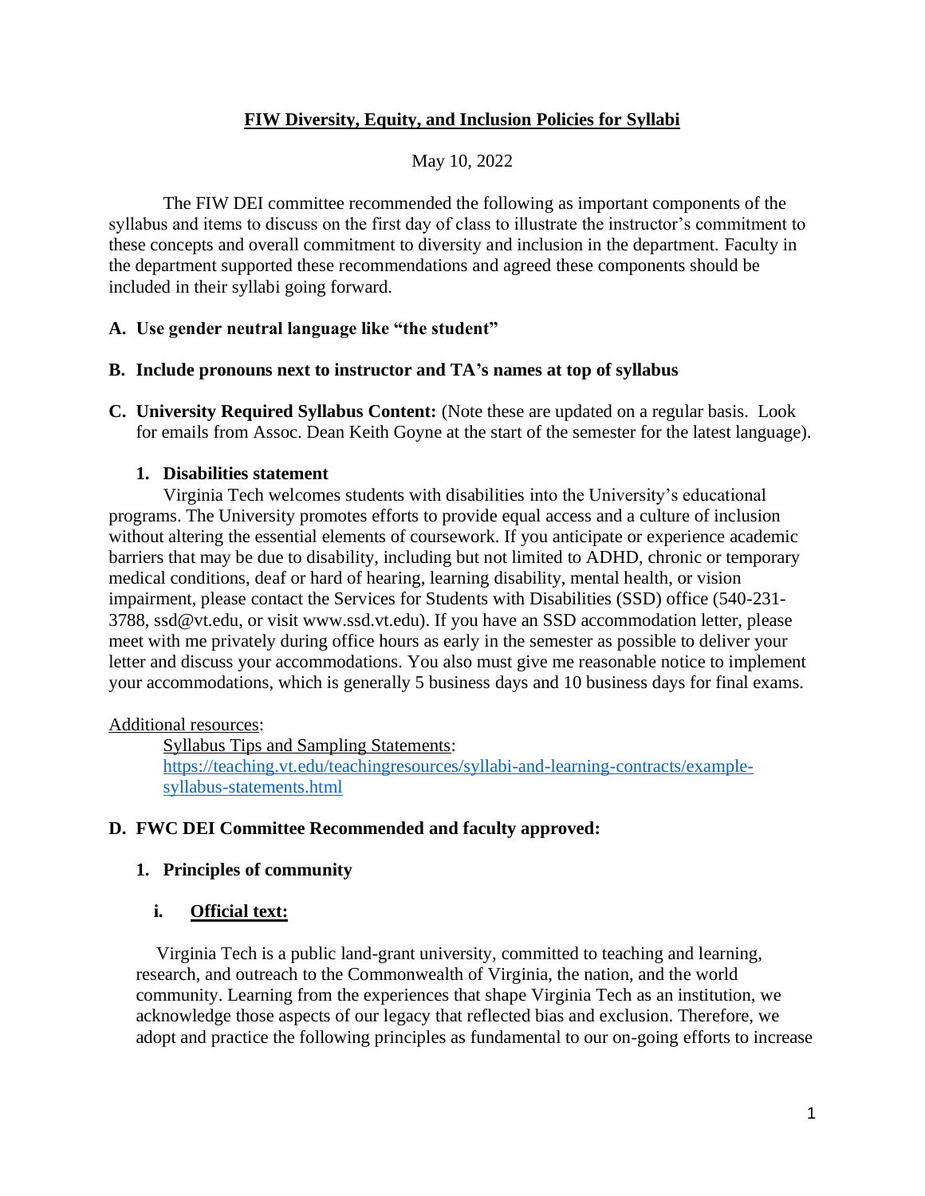# FIW Diversity, Equity, and Inclusion Policies for Syllabi

May 10, 2022

The FIW DEI committee recommended the following as important components of the syllabus and items to discuss on the first day of class to illustrate the instructor's commitment to these concepts and overall commitment to diversity and inclusion in the department. Faculty in the department supported these recommendations and agreed these components should be included in their syllabi going forward.

**A. Use gender neutral language like "the student"**

**B. Include pronouns next to instructor and TA's names at top of syllabus**

**C. University Required Syllabus Content:** (Note these are updated on a regular basis. Look for emails from Assoc. Dean Keith Goyne at the start of the semester for the latest language).

**1. Disabilities statement**

Virginia Tech welcomes students with disabilities into the University's educational programs. The University promotes efforts to provide equal access and a culture of inclusion without altering the essential elements of coursework. If you anticipate or experience academic barriers that may be due to disability, including but not limited to ADHD, chronic or temporary medical conditions, deaf or hard of hearing, learning disability, mental health, or vision impairment, please contact the Services for Students with Disabilities (SSD) office (540-231-3788, ssd@vt.edu, or visit www.ssd.vt.edu). If you have an SSD accommodation letter, please meet with me privately during office hours as early in the semester as possible to deliver your letter and discuss your accommodations. You also must give me reasonable notice to implement your accommodations, which is generally 5 business days and 10 business days for final exams.

Additional resources:

Syllabus Tips and Sampling Statements: [https://teaching.vt.edu/teachingresources/syllabi-and-learning-contracts/example-syllabus-statements.html](https://teaching.vt.edu/teachingresources/syllabi-and-learning-contracts/example-syllabus-statements.html)

**D. FWC DEI Committee Recommended and faculty approved:**

**1. Principles of community**

**i. Official text:**

Virginia Tech is a public land-grant university, committed to teaching and learning, research, and outreach to the Commonwealth of Virginia, the nation, and the world community. Learning from the experiences that shape Virginia Tech as an institution, we acknowledge those aspects of our legacy that reflected bias and exclusion. Therefore, we adopt and practice the following principles as fundamental to our on-going efforts to increase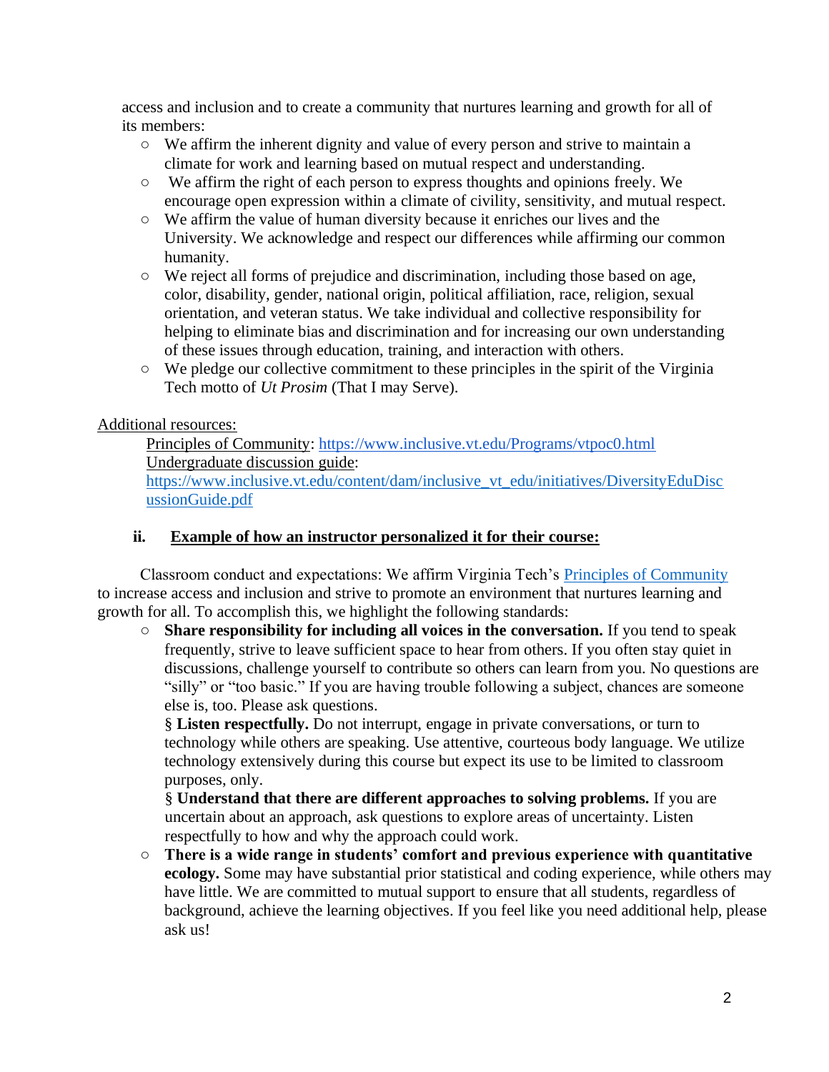access and inclusion and to create a community that nurtures learning and growth for all of its members:

- We affirm the inherent dignity and value of every person and strive to maintain a climate for work and learning based on mutual respect and understanding.
- We affirm the right of each person to express thoughts and opinions freely. We encourage open expression within a climate of civility, sensitivity, and mutual respect.
- We affirm the value of human diversity because it enriches our lives and the University. We acknowledge and respect our differences while affirming our common humanity.
- We reject all forms of prejudice and discrimination, including those based on age, color, disability, gender, national origin, political affiliation, race, religion, sexual orientation, and veteran status. We take individual and collective responsibility for helping to eliminate bias and discrimination and for increasing our own understanding of these issues through education, training, and interaction with others.
- We pledge our collective commitment to these principles in the spirit of the Virginia Tech motto of *Ut Prosim* (That I may Serve).

Additional resources:

Principles of Community: https://www.inclusive.vt.edu/Programs/vtpoc0.html
Undergraduate discussion guide:
https://www.inclusive.vt.edu/content/dam/inclusive_vt_edu/initiatives/DiversityEduDiscussionGuide.pdf

### ii. Example of how an instructor personalized it for their course:

Classroom conduct and expectations: We affirm Virginia Tech's Principles of Community to increase access and inclusion and strive to promote an environment that nurtures learning and growth for all. To accomplish this, we highlight the following standards:

- **Share responsibility for including all voices in the conversation.** If you tend to speak frequently, strive to leave sufficient space to hear from others. If you often stay quiet in discussions, challenge yourself to contribute so others can learn from you. No questions are "silly" or "too basic." If you are having trouble following a subject, chances are someone else is, too. Please ask questions.
  - **Listen respectfully.** Do not interrupt, engage in private conversations, or turn to technology while others are speaking. Use attentive, courteous body language. We utilize technology extensively during this course but expect its use to be limited to classroom purposes, only.
  - **Understand that there are different approaches to solving problems.** If you are uncertain about an approach, ask questions to explore areas of uncertainty. Listen respectfully to how and why the approach could work.
- **There is a wide range in students' comfort and previous experience with quantitative ecology.** Some may have substantial prior statistical and coding experience, while others may have little. We are committed to mutual support to ensure that all students, regardless of background, achieve the learning objectives. If you feel like you need additional help, please ask us!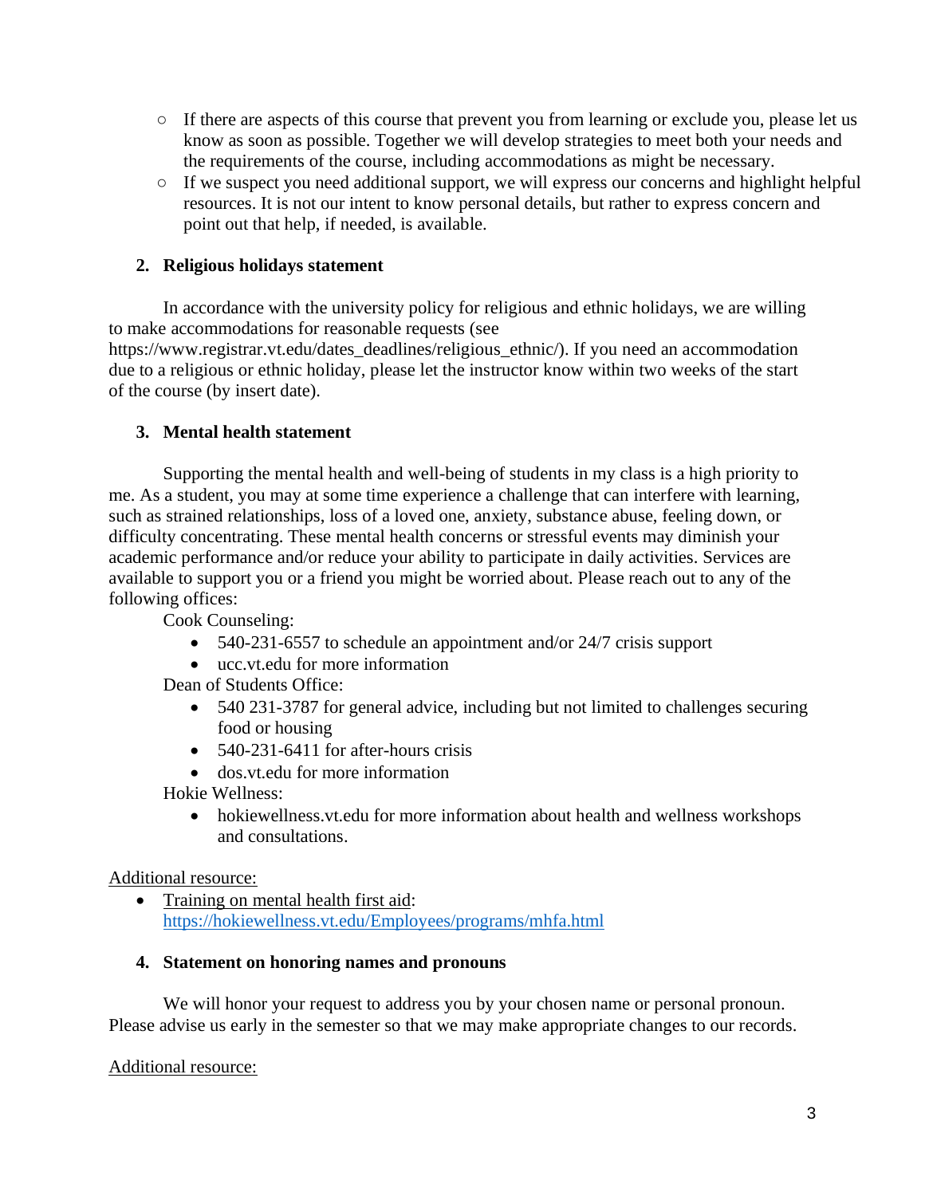- If there are aspects of this course that prevent you from learning or exclude you, please let us know as soon as possible. Together we will develop strategies to meet both your needs and the requirements of the course, including accommodations as might be necessary.
- If we suspect you need additional support, we will express our concerns and highlight helpful resources. It is not our intent to know personal details, but rather to express concern and point out that help, if needed, is available.

**2. Religious holidays statement**

In accordance with the university policy for religious and ethnic holidays, we are willing to make accommodations for reasonable requests (see https://www.registrar.vt.edu/dates_deadlines/religious_ethnic/). If you need an accommodation due to a religious or ethnic holiday, please let the instructor know within two weeks of the start of the course (by insert date).

**3. Mental health statement**

Supporting the mental health and well-being of students in my class is a high priority to me. As a student, you may at some time experience a challenge that can interfere with learning, such as strained relationships, loss of a loved one, anxiety, substance abuse, feeling down, or difficulty concentrating. These mental health concerns or stressful events may diminish your academic performance and/or reduce your ability to participate in daily activities. Services are available to support you or a friend you might be worried about. Please reach out to any of the following offices:

Cook Counseling:

- 540-231-6557 to schedule an appointment and/or 24/7 crisis support
- ucc.vt.edu for more information

Dean of Students Office:

- 540 231-3787 for general advice, including but not limited to challenges securing food or housing
- 540-231-6411 for after-hours crisis
- dos.vt.edu for more information

Hokie Wellness:

- hokiewellness.vt.edu for more information about health and wellness workshops and consultations.

Additional resource:

- Training on mental health first aid: https://hokiewellness.vt.edu/Employees/programs/mhfa.html

**4. Statement on honoring names and pronouns**

We will honor your request to address you by your chosen name or personal pronoun. Please advise us early in the semester so that we may make appropriate changes to our records.

Additional resource: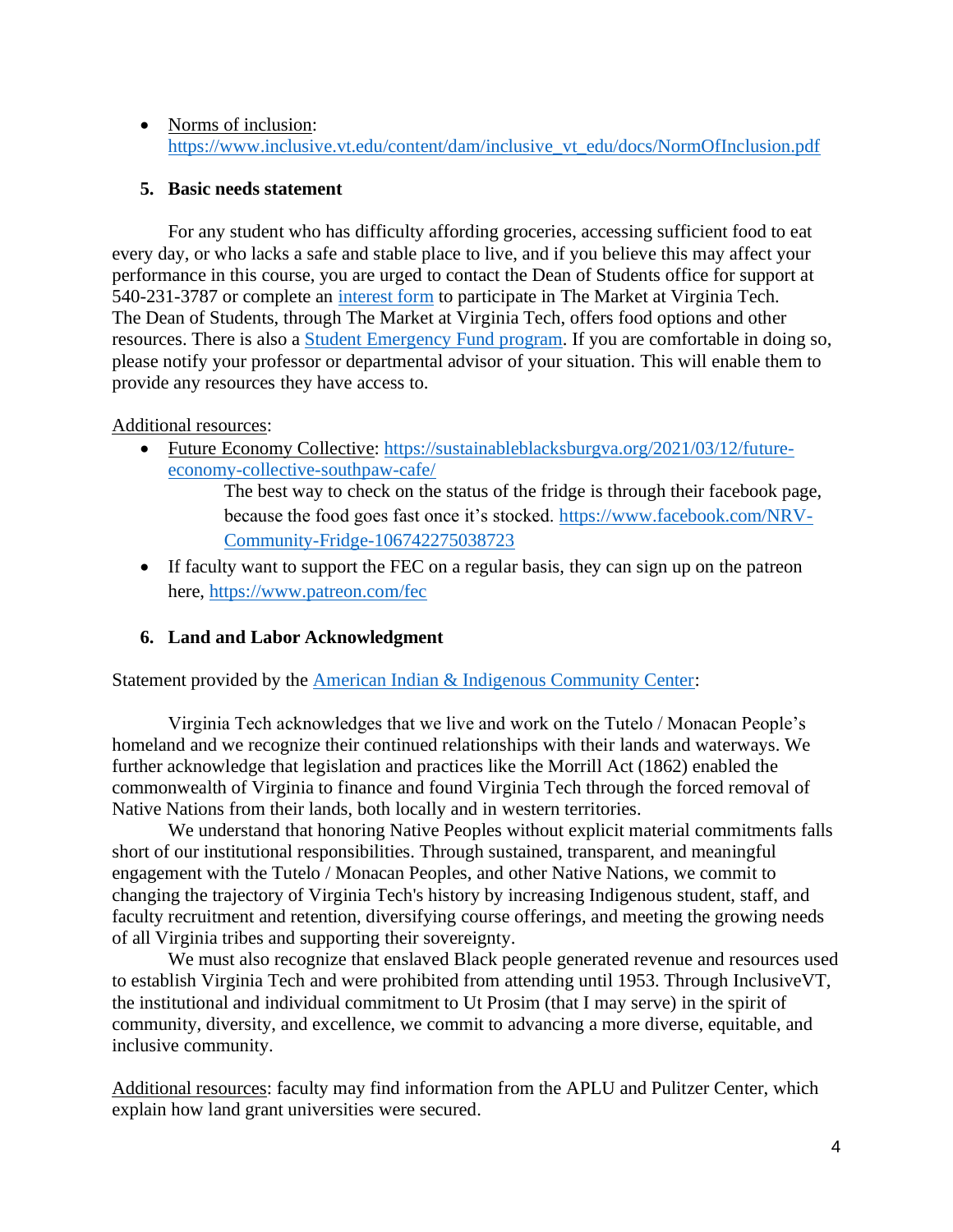- Norms of inclusion: https://www.inclusive.vt.edu/content/dam/inclusive_vt_edu/docs/NormOfInclusion.pdf

5. **Basic needs statement**

For any student who has difficulty affording groceries, accessing sufficient food to eat every day, or who lacks a safe and stable place to live, and if you believe this may affect your performance in this course, you are urged to contact the Dean of Students office for support at 540-231-3787 or complete an interest form to participate in The Market at Virginia Tech. The Dean of Students, through The Market at Virginia Tech, offers food options and other resources. There is also a Student Emergency Fund program. If you are comfortable in doing so, please notify your professor or departmental advisor of your situation. This will enable them to provide any resources they have access to.

Additional resources:

- Future Economy Collective: https://sustainableblacksburgva.org/2021/03/12/future-economy-collective-southpaw-cafe/

  The best way to check on the status of the fridge is through their facebook page, because the food goes fast once it's stocked. https://www.facebook.com/NRV-Community-Fridge-106742275038723

- If faculty want to support the FEC on a regular basis, they can sign up on the patreon here, https://www.patreon.com/fec

6. **Land and Labor Acknowledgment**

Statement provided by the American Indian & Indigenous Community Center:

Virginia Tech acknowledges that we live and work on the Tutelo / Monacan People's homeland and we recognize their continued relationships with their lands and waterways. We further acknowledge that legislation and practices like the Morrill Act (1862) enabled the commonwealth of Virginia to finance and found Virginia Tech through the forced removal of Native Nations from their lands, both locally and in western territories.

We understand that honoring Native Peoples without explicit material commitments falls short of our institutional responsibilities. Through sustained, transparent, and meaningful engagement with the Tutelo / Monacan Peoples, and other Native Nations, we commit to changing the trajectory of Virginia Tech's history by increasing Indigenous student, staff, and faculty recruitment and retention, diversifying course offerings, and meeting the growing needs of all Virginia tribes and supporting their sovereignty.

We must also recognize that enslaved Black people generated revenue and resources used to establish Virginia Tech and were prohibited from attending until 1953. Through InclusiveVT, the institutional and individual commitment to Ut Prosim (that I may serve) in the spirit of community, diversity, and excellence, we commit to advancing a more diverse, equitable, and inclusive community.

Additional resources: faculty may find information from the APLU and Pulitzer Center, which explain how land grant universities were secured.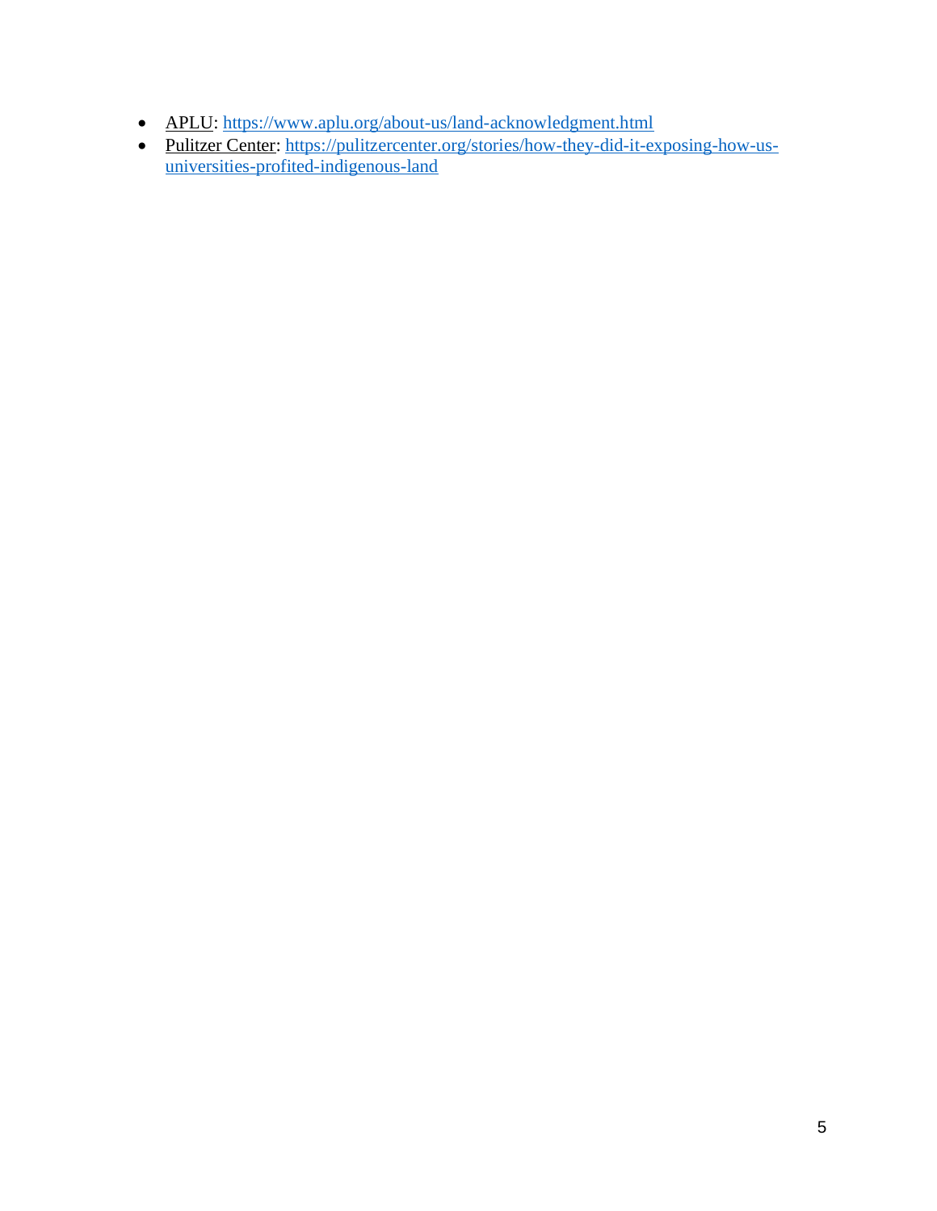- APLU: https://www.aplu.org/about-us/land-acknowledgment.html
- Pulitzer Center: https://pulitzercenter.org/stories/how-they-did-it-exposing-how-us-universities-profited-indigenous-land